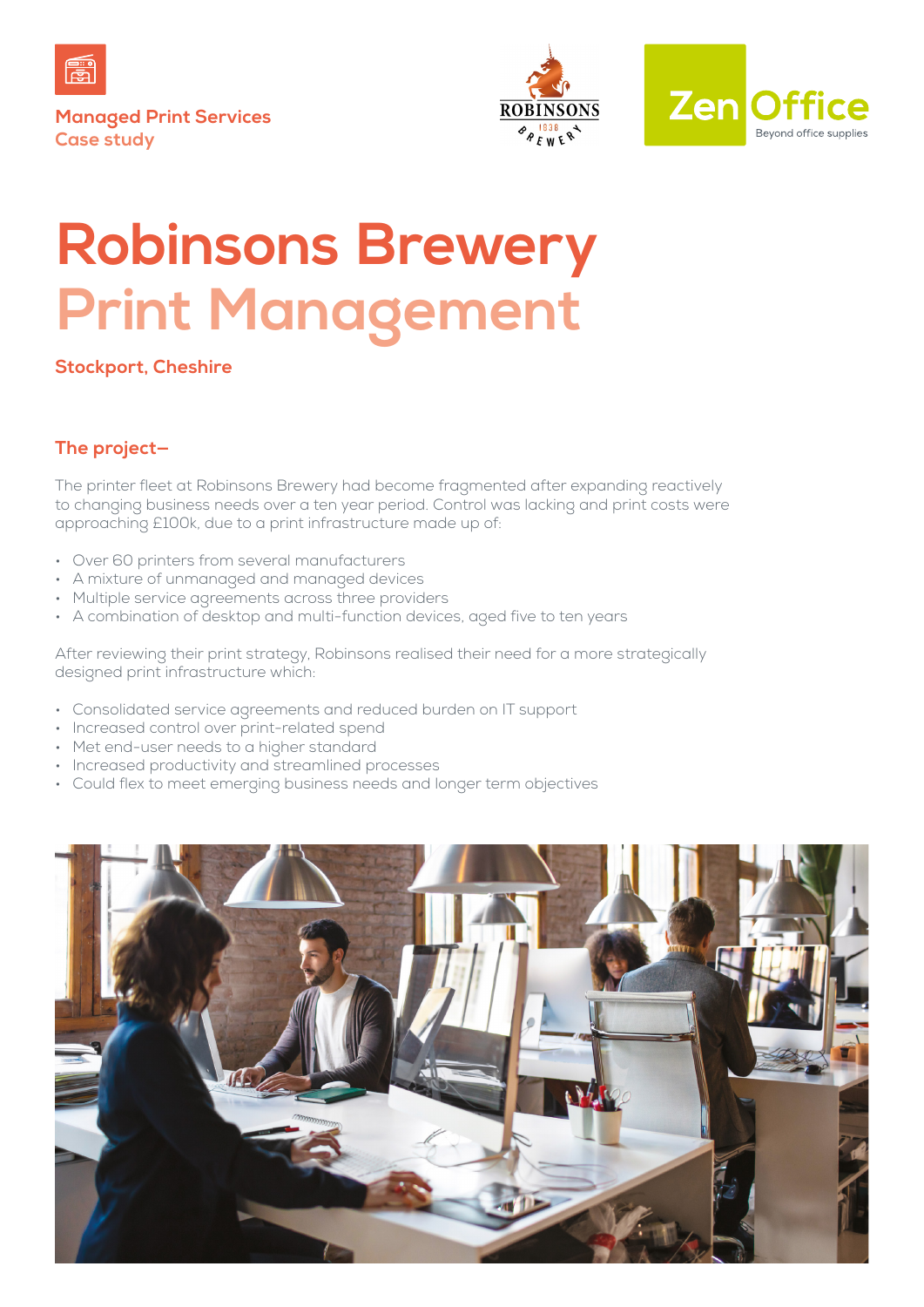Managed Print Services
Case study

# Robinsons Brewery
# Print Management

**Stockport, Cheshire**

## The project–

The printer fleet at Robinsons Brewery had become fragmented after expanding reactively to changing business needs over a ten year period. Control was lacking and print costs were approaching £100k, due to a print infrastructure made up of:

- Over 60 printers from several manufacturers
- A mixture of unmanaged and managed devices
- Multiple service agreements across three providers
- A combination of desktop and multi-function devices, aged five to ten years

After reviewing their print strategy, Robinsons realised their need for a more strategically designed print infrastructure which:

- Consolidated service agreements and reduced burden on IT support
- Increased control over print-related spend
- Met end-user needs to a higher standard
- Increased productivity and streamlined processes
- Could flex to meet emerging business needs and longer term objectives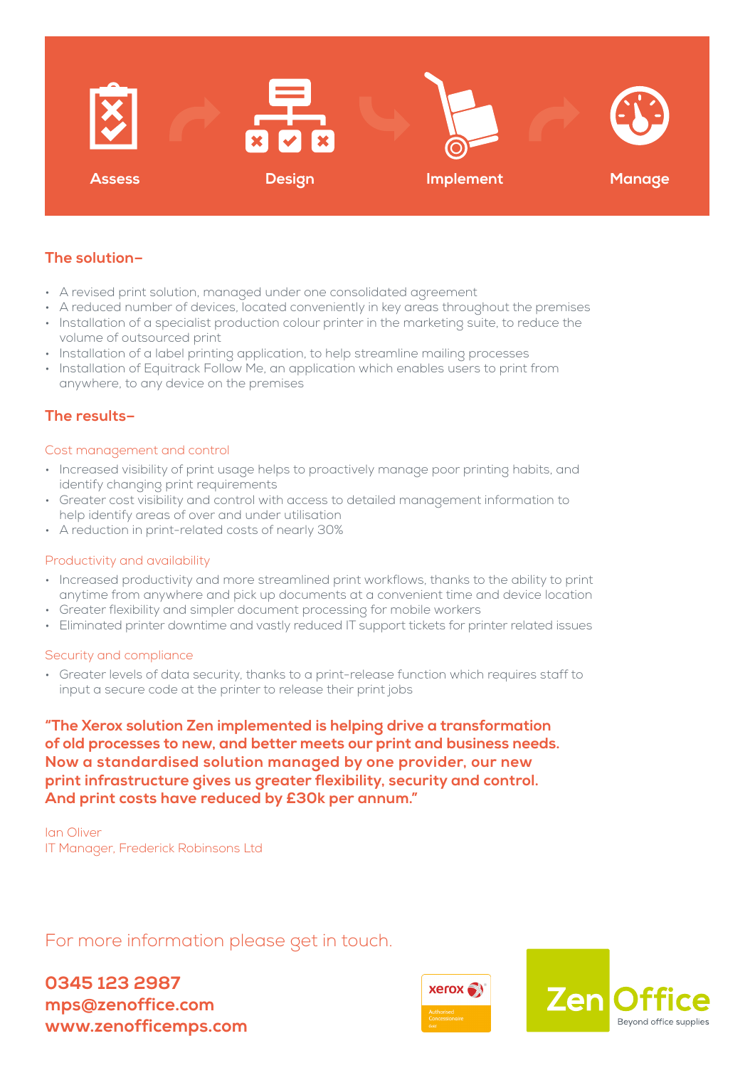Assess Design Implement Manage

## The solution–

- A revised print solution, managed under one consolidated agreement
- A reduced number of devices, located conveniently in key areas throughout the premises
- Installation of a specialist production colour printer in the marketing suite, to reduce the volume of outsourced print
- Installation of a label printing application, to help streamline mailing processes
- Installation of Equitrack Follow Me, an application which enables users to print from anywhere, to any device on the premises

## The results–

### Cost management and control

- Increased visibility of print usage helps to proactively manage poor printing habits, and identify changing print requirements
- Greater cost visibility and control with access to detailed management information to help identify areas of over and under utilisation
- A reduction in print-related costs of nearly 30%

### Productivity and availability

- Increased productivity and more streamlined print workflows, thanks to the ability to print anytime from anywhere and pick up documents at a convenient time and device location
- Greater flexibility and simpler document processing for mobile workers
- Eliminated printer downtime and vastly reduced IT support tickets for printer related issues

### Security and compliance

- Greater levels of data security, thanks to a print-release function which requires staff to input a secure code at the printer to release their print jobs

**"The Xerox solution Zen implemented is helping drive a transformation of old processes to new, and better meets our print and business needs. Now a standardised solution managed by one provider, our new print infrastructure gives us greater flexibility, security and control. And print costs have reduced by £30k per annum."**

Ian Oliver
IT Manager, Frederick Robinsons Ltd

For more information please get in touch.

**0345 123 2987**
**mps@zenoffice.com**
**www.zenofficemps.com**

xerox Authorised Concessionaire

Zen Office Beyond office supplies